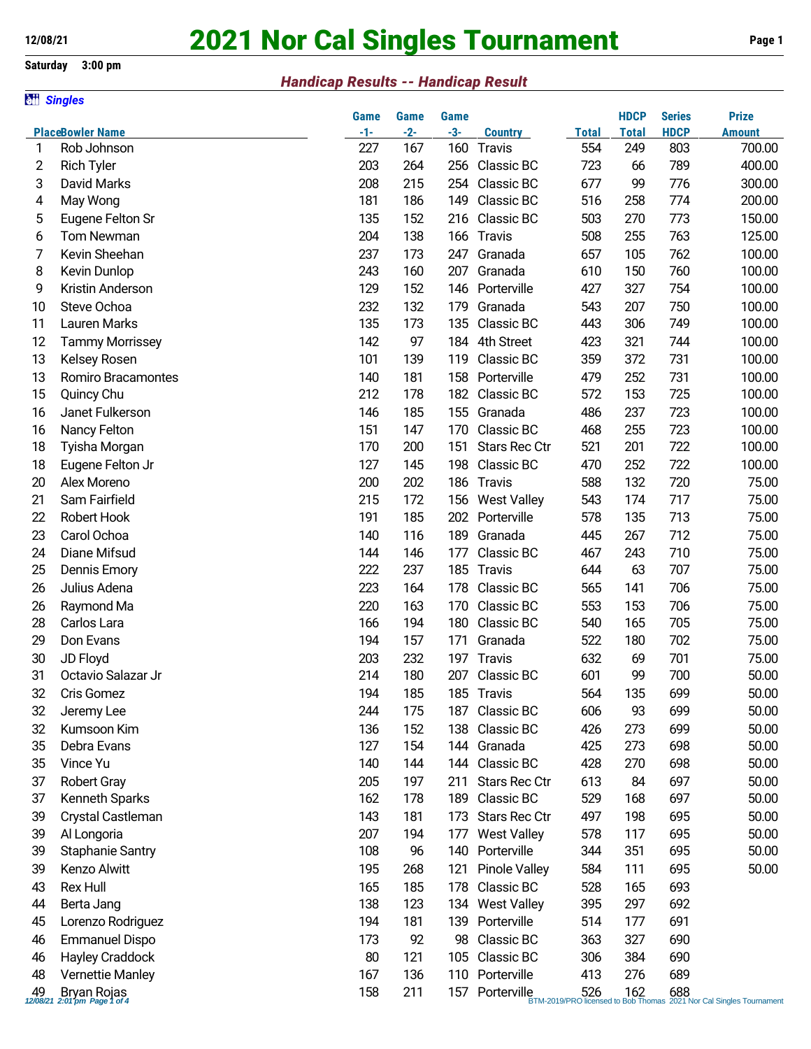# 2021 Nor Cal Singles Tournament

12/08/21

Saturday 3:00 pm

## *Handicap Results -- Handicap Result*

***Singles***

| Place | Bowler Name | Game -1- | Game -2- | Game -3- | Country | Total | HDCP Total | Series HDCP | Prize Amount |
|---|---|---|---|---|---|---|---|---|---|
| 1 | Rob Johnson | 227 | 167 | 160 | Travis | 554 | 249 | 803 | 700.00 |
| 2 | Rich Tyler | 203 | 264 | 256 | Classic BC | 723 | 66 | 789 | 400.00 |
| 3 | David Marks | 208 | 215 | 254 | Classic BC | 677 | 99 | 776 | 300.00 |
| 4 | May Wong | 181 | 186 | 149 | Classic BC | 516 | 258 | 774 | 200.00 |
| 5 | Eugene Felton Sr | 135 | 152 | 216 | Classic BC | 503 | 270 | 773 | 150.00 |
| 6 | Tom Newman | 204 | 138 | 166 | Travis | 508 | 255 | 763 | 125.00 |
| 7 | Kevin Sheehan | 237 | 173 | 247 | Granada | 657 | 105 | 762 | 100.00 |
| 8 | Kevin Dunlop | 243 | 160 | 207 | Granada | 610 | 150 | 760 | 100.00 |
| 9 | Kristin Anderson | 129 | 152 | 146 | Porterville | 427 | 327 | 754 | 100.00 |
| 10 | Steve Ochoa | 232 | 132 | 179 | Granada | 543 | 207 | 750 | 100.00 |
| 11 | Lauren Marks | 135 | 173 | 135 | Classic BC | 443 | 306 | 749 | 100.00 |
| 12 | Tammy Morrissey | 142 | 97 | 184 | 4th Street | 423 | 321 | 744 | 100.00 |
| 13 | Kelsey Rosen | 101 | 139 | 119 | Classic BC | 359 | 372 | 731 | 100.00 |
| 13 | Romiro Bracamontes | 140 | 181 | 158 | Porterville | 479 | 252 | 731 | 100.00 |
| 15 | Quincy Chu | 212 | 178 | 182 | Classic BC | 572 | 153 | 725 | 100.00 |
| 16 | Janet Fulkerson | 146 | 185 | 155 | Granada | 486 | 237 | 723 | 100.00 |
| 16 | Nancy Felton | 151 | 147 | 170 | Classic BC | 468 | 255 | 723 | 100.00 |
| 18 | Tyisha Morgan | 170 | 200 | 151 | Stars Rec Ctr | 521 | 201 | 722 | 100.00 |
| 18 | Eugene Felton Jr | 127 | 145 | 198 | Classic BC | 470 | 252 | 722 | 100.00 |
| 20 | Alex Moreno | 200 | 202 | 186 | Travis | 588 | 132 | 720 | 75.00 |
| 21 | Sam Fairfield | 215 | 172 | 156 | West Valley | 543 | 174 | 717 | 75.00 |
| 22 | Robert Hook | 191 | 185 | 202 | Porterville | 578 | 135 | 713 | 75.00 |
| 23 | Carol Ochoa | 140 | 116 | 189 | Granada | 445 | 267 | 712 | 75.00 |
| 24 | Diane Mifsud | 144 | 146 | 177 | Classic BC | 467 | 243 | 710 | 75.00 |
| 25 | Dennis Emory | 222 | 237 | 185 | Travis | 644 | 63 | 707 | 75.00 |
| 26 | Julius Adena | 223 | 164 | 178 | Classic BC | 565 | 141 | 706 | 75.00 |
| 26 | Raymond Ma | 220 | 163 | 170 | Classic BC | 553 | 153 | 706 | 75.00 |
| 28 | Carlos Lara | 166 | 194 | 180 | Classic BC | 540 | 165 | 705 | 75.00 |
| 29 | Don Evans | 194 | 157 | 171 | Granada | 522 | 180 | 702 | 75.00 |
| 30 | JD Floyd | 203 | 232 | 197 | Travis | 632 | 69 | 701 | 75.00 |
| 31 | Octavio Salazar Jr | 214 | 180 | 207 | Classic BC | 601 | 99 | 700 | 50.00 |
| 32 | Cris Gomez | 194 | 185 | 185 | Travis | 564 | 135 | 699 | 50.00 |
| 32 | Jeremy Lee | 244 | 175 | 187 | Classic BC | 606 | 93 | 699 | 50.00 |
| 32 | Kumsoon Kim | 136 | 152 | 138 | Classic BC | 426 | 273 | 699 | 50.00 |
| 35 | Debra Evans | 127 | 154 | 144 | Granada | 425 | 273 | 698 | 50.00 |
| 35 | Vince Yu | 140 | 144 | 144 | Classic BC | 428 | 270 | 698 | 50.00 |
| 37 | Robert Gray | 205 | 197 | 211 | Stars Rec Ctr | 613 | 84 | 697 | 50.00 |
| 37 | Kenneth Sparks | 162 | 178 | 189 | Classic BC | 529 | 168 | 697 | 50.00 |
| 39 | Crystal Castleman | 143 | 181 | 173 | Stars Rec Ctr | 497 | 198 | 695 | 50.00 |
| 39 | Al Longoria | 207 | 194 | 177 | West Valley | 578 | 117 | 695 | 50.00 |
| 39 | Staphanie Santry | 108 | 96 | 140 | Porterville | 344 | 351 | 695 | 50.00 |
| 39 | Kenzo Alwitt | 195 | 268 | 121 | Pinole Valley | 584 | 111 | 695 | 50.00 |
| 43 | Rex Hull | 165 | 185 | 178 | Classic BC | 528 | 165 | 693 | |
| 44 | Berta Jang | 138 | 123 | 134 | West Valley | 395 | 297 | 692 | |
| 45 | Lorenzo Rodriguez | 194 | 181 | 139 | Porterville | 514 | 177 | 691 | |
| 46 | Emmanuel Dispo | 173 | 92 | 98 | Classic BC | 363 | 327 | 690 | |
| 46 | Hayley Craddock | 80 | 121 | 105 | Classic BC | 306 | 384 | 690 | |
| 48 | Vernettie Manley | 167 | 136 | 110 | Porterville | 413 | 276 | 689 | |
| 49 | Bryan Rojas | 158 | 211 | 157 | Porterville | 526 | 162 | 688 | |

BTM-2019/PRO licensed to Bob Thomas 2021 Nor Cal Singles Tournament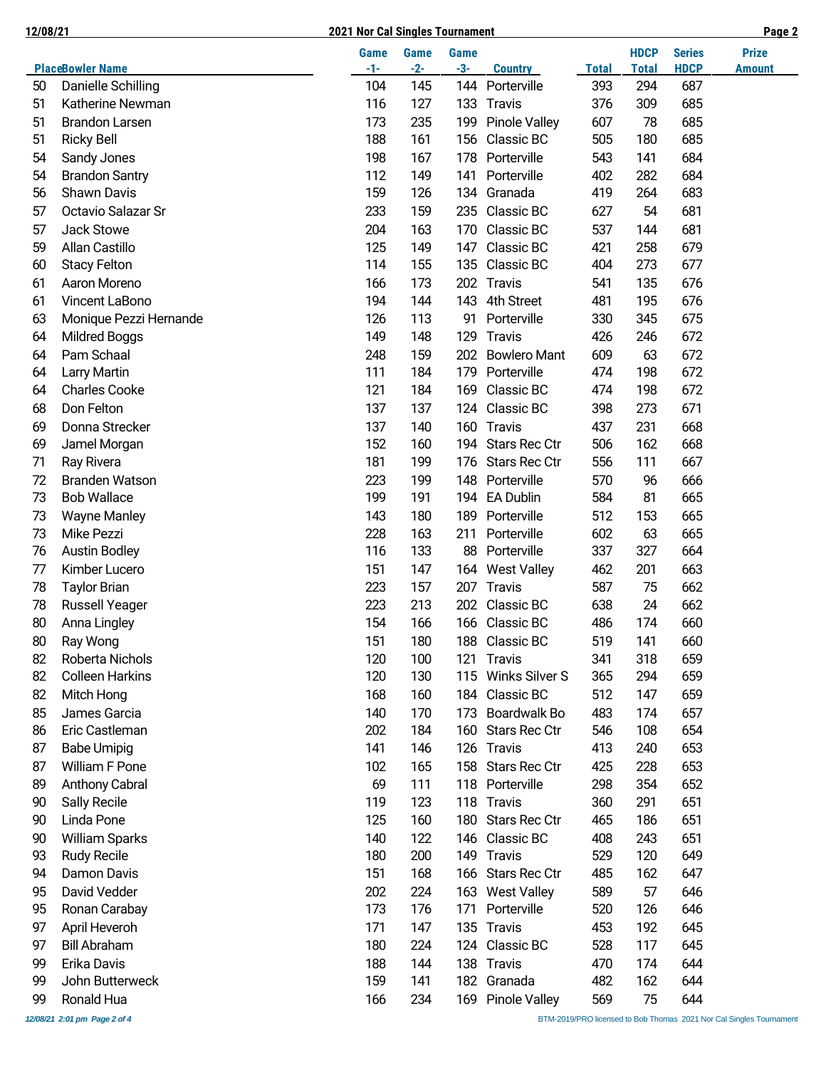| Place | Bowler Name | Game -1- | Game -2- | Game -3- | Country | Total | HDCP Total | Series HDCP | Prize Amount |
|---|---|---|---|---|---|---|---|---|---|
| 50 | Danielle Schilling | 104 | 145 | 144 | Porterville | 393 | 294 | 687 | |
| 51 | Katherine Newman | 116 | 127 | 133 | Travis | 376 | 309 | 685 | |
| 51 | Brandon Larsen | 173 | 235 | 199 | Pinole Valley | 607 | 78 | 685 | |
| 51 | Ricky Bell | 188 | 161 | 156 | Classic BC | 505 | 180 | 685 | |
| 54 | Sandy Jones | 198 | 167 | 178 | Porterville | 543 | 141 | 684 | |
| 54 | Brandon Santry | 112 | 149 | 141 | Porterville | 402 | 282 | 684 | |
| 56 | Shawn Davis | 159 | 126 | 134 | Granada | 419 | 264 | 683 | |
| 57 | Octavio Salazar Sr | 233 | 159 | 235 | Classic BC | 627 | 54 | 681 | |
| 57 | Jack Stowe | 204 | 163 | 170 | Classic BC | 537 | 144 | 681 | |
| 59 | Allan Castillo | 125 | 149 | 147 | Classic BC | 421 | 258 | 679 | |
| 60 | Stacy Felton | 114 | 155 | 135 | Classic BC | 404 | 273 | 677 | |
| 61 | Aaron Moreno | 166 | 173 | 202 | Travis | 541 | 135 | 676 | |
| 61 | Vincent LaBono | 194 | 144 | 143 | 4th Street | 481 | 195 | 676 | |
| 63 | Monique Pezzi Hernande | 126 | 113 | 91 | Porterville | 330 | 345 | 675 | |
| 64 | Mildred Boggs | 149 | 148 | 129 | Travis | 426 | 246 | 672 | |
| 64 | Pam Schaal | 248 | 159 | 202 | Bowlero Mant | 609 | 63 | 672 | |
| 64 | Larry Martin | 111 | 184 | 179 | Porterville | 474 | 198 | 672 | |
| 64 | Charles Cooke | 121 | 184 | 169 | Classic BC | 474 | 198 | 672 | |
| 68 | Don Felton | 137 | 137 | 124 | Classic BC | 398 | 273 | 671 | |
| 69 | Donna Strecker | 137 | 140 | 160 | Travis | 437 | 231 | 668 | |
| 69 | Jamel Morgan | 152 | 160 | 194 | Stars Rec Ctr | 506 | 162 | 668 | |
| 71 | Ray Rivera | 181 | 199 | 176 | Stars Rec Ctr | 556 | 111 | 667 | |
| 72 | Branden Watson | 223 | 199 | 148 | Porterville | 570 | 96 | 666 | |
| 73 | Bob Wallace | 199 | 191 | 194 | EA Dublin | 584 | 81 | 665 | |
| 73 | Wayne Manley | 143 | 180 | 189 | Porterville | 512 | 153 | 665 | |
| 73 | Mike Pezzi | 228 | 163 | 211 | Porterville | 602 | 63 | 665 | |
| 76 | Austin Bodley | 116 | 133 | 88 | Porterville | 337 | 327 | 664 | |
| 77 | Kimber Lucero | 151 | 147 | 164 | West Valley | 462 | 201 | 663 | |
| 78 | Taylor Brian | 223 | 157 | 207 | Travis | 587 | 75 | 662 | |
| 78 | Russell Yeager | 223 | 213 | 202 | Classic BC | 638 | 24 | 662 | |
| 80 | Anna Lingley | 154 | 166 | 166 | Classic BC | 486 | 174 | 660 | |
| 80 | Ray Wong | 151 | 180 | 188 | Classic BC | 519 | 141 | 660 | |
| 82 | Roberta Nichols | 120 | 100 | 121 | Travis | 341 | 318 | 659 | |
| 82 | Colleen Harkins | 120 | 130 | 115 | Winks Silver S | 365 | 294 | 659 | |
| 82 | Mitch Hong | 168 | 160 | 184 | Classic BC | 512 | 147 | 659 | |
| 85 | James Garcia | 140 | 170 | 173 | Boardwalk Bo | 483 | 174 | 657 | |
| 86 | Eric Castleman | 202 | 184 | 160 | Stars Rec Ctr | 546 | 108 | 654 | |
| 87 | Babe Umipig | 141 | 146 | 126 | Travis | 413 | 240 | 653 | |
| 87 | William F Pone | 102 | 165 | 158 | Stars Rec Ctr | 425 | 228 | 653 | |
| 89 | Anthony Cabral | 69 | 111 | 118 | Porterville | 298 | 354 | 652 | |
| 90 | Sally Recile | 119 | 123 | 118 | Travis | 360 | 291 | 651 | |
| 90 | Linda Pone | 125 | 160 | 180 | Stars Rec Ctr | 465 | 186 | 651 | |
| 90 | William Sparks | 140 | 122 | 146 | Classic BC | 408 | 243 | 651 | |
| 93 | Rudy Recile | 180 | 200 | 149 | Travis | 529 | 120 | 649 | |
| 94 | Damon Davis | 151 | 168 | 166 | Stars Rec Ctr | 485 | 162 | 647 | |
| 95 | David Vedder | 202 | 224 | 163 | West Valley | 589 | 57 | 646 | |
| 95 | Ronan Carabay | 173 | 176 | 171 | Porterville | 520 | 126 | 646 | |
| 97 | April Heveroh | 171 | 147 | 135 | Travis | 453 | 192 | 645 | |
| 97 | Bill Abraham | 180 | 224 | 124 | Classic BC | 528 | 117 | 645 | |
| 99 | Erika Davis | 188 | 144 | 138 | Travis | 470 | 174 | 644 | |
| 99 | John Butterweck | 159 | 141 | 182 | Granada | 482 | 162 | 644 | |
| 99 | Ronald Hua | 166 | 234 | 169 | Pinole Valley | 569 | 75 | 644 | |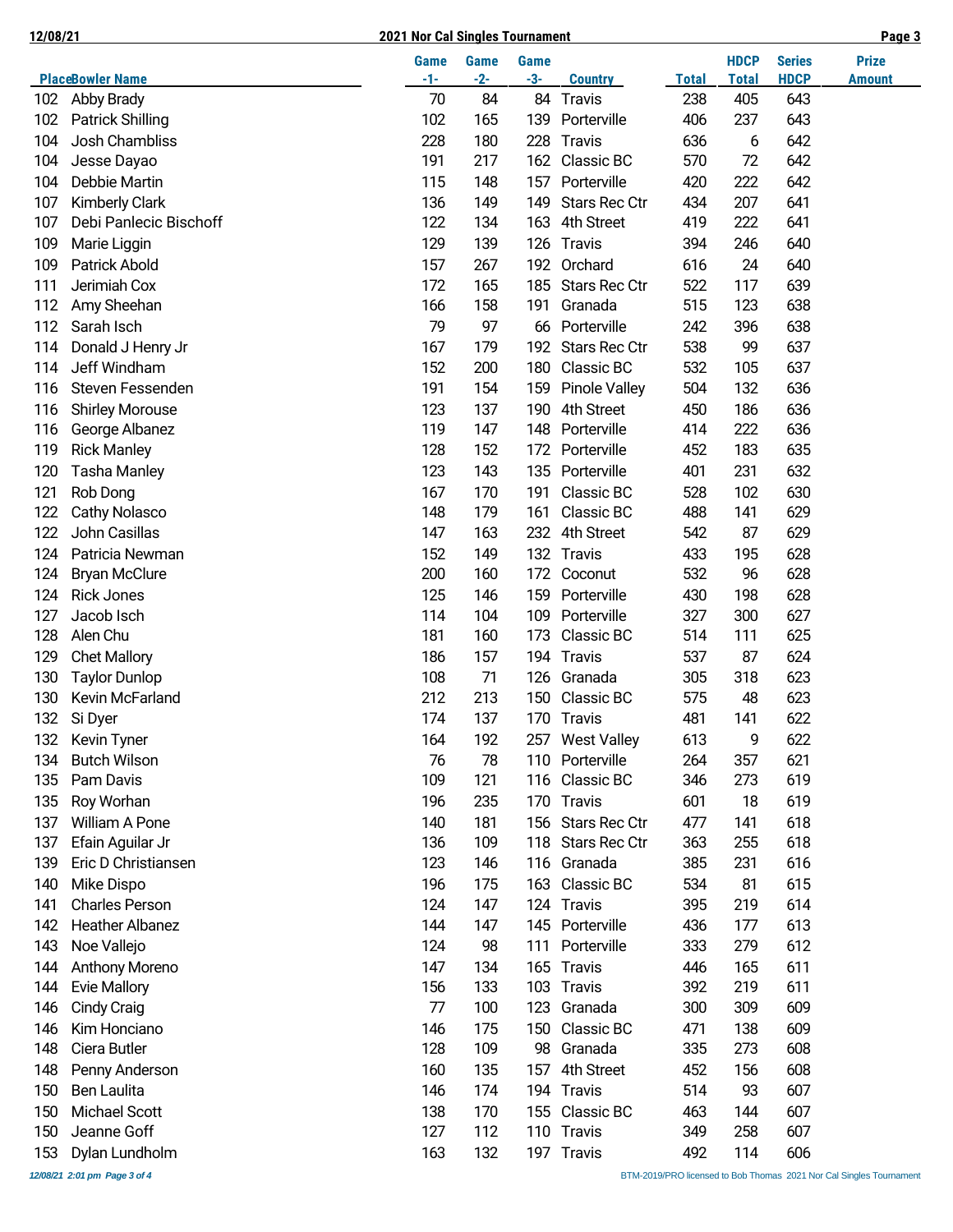# 2021 Nor Cal Singles Tournament

| Place | Bowler Name | Game -1- | Game -2- | Game -3- | Country | Total | HDCP Total | Series HDCP | Prize Amount |
|---|---|---|---|---|---|---|---|---|---|
| 102 | Abby Brady | 70 | 84 | 84 | Travis | 238 | 405 | 643 | |
| 102 | Patrick Shilling | 102 | 165 | 139 | Porterville | 406 | 237 | 643 | |
| 104 | Josh Chambliss | 228 | 180 | 228 | Travis | 636 | 6 | 642 | |
| 104 | Jesse Dayao | 191 | 217 | 162 | Classic BC | 570 | 72 | 642 | |
| 104 | Debbie Martin | 115 | 148 | 157 | Porterville | 420 | 222 | 642 | |
| 107 | Kimberly Clark | 136 | 149 | 149 | Stars Rec Ctr | 434 | 207 | 641 | |
| 107 | Debi Panlecic Bischoff | 122 | 134 | 163 | 4th Street | 419 | 222 | 641 | |
| 109 | Marie Liggin | 129 | 139 | 126 | Travis | 394 | 246 | 640 | |
| 109 | Patrick Abold | 157 | 267 | 192 | Orchard | 616 | 24 | 640 | |
| 111 | Jerimiah Cox | 172 | 165 | 185 | Stars Rec Ctr | 522 | 117 | 639 | |
| 112 | Amy Sheehan | 166 | 158 | 191 | Granada | 515 | 123 | 638 | |
| 112 | Sarah Isch | 79 | 97 | 66 | Porterville | 242 | 396 | 638 | |
| 114 | Donald J Henry Jr | 167 | 179 | 192 | Stars Rec Ctr | 538 | 99 | 637 | |
| 114 | Jeff Windham | 152 | 200 | 180 | Classic BC | 532 | 105 | 637 | |
| 116 | Steven Fessenden | 191 | 154 | 159 | Pinole Valley | 504 | 132 | 636 | |
| 116 | Shirley Morouse | 123 | 137 | 190 | 4th Street | 450 | 186 | 636 | |
| 116 | George Albanez | 119 | 147 | 148 | Porterville | 414 | 222 | 636 | |
| 119 | Rick Manley | 128 | 152 | 172 | Porterville | 452 | 183 | 635 | |
| 120 | Tasha Manley | 123 | 143 | 135 | Porterville | 401 | 231 | 632 | |
| 121 | Rob Dong | 167 | 170 | 191 | Classic BC | 528 | 102 | 630 | |
| 122 | Cathy Nolasco | 148 | 179 | 161 | Classic BC | 488 | 141 | 629 | |
| 122 | John Casillas | 147 | 163 | 232 | 4th Street | 542 | 87 | 629 | |
| 124 | Patricia Newman | 152 | 149 | 132 | Travis | 433 | 195 | 628 | |
| 124 | Bryan McClure | 200 | 160 | 172 | Coconut | 532 | 96 | 628 | |
| 124 | Rick Jones | 125 | 146 | 159 | Porterville | 430 | 198 | 628 | |
| 127 | Jacob Isch | 114 | 104 | 109 | Porterville | 327 | 300 | 627 | |
| 128 | Alen Chu | 181 | 160 | 173 | Classic BC | 514 | 111 | 625 | |
| 129 | Chet Mallory | 186 | 157 | 194 | Travis | 537 | 87 | 624 | |
| 130 | Taylor Dunlop | 108 | 71 | 126 | Granada | 305 | 318 | 623 | |
| 130 | Kevin McFarland | 212 | 213 | 150 | Classic BC | 575 | 48 | 623 | |
| 132 | Si Dyer | 174 | 137 | 170 | Travis | 481 | 141 | 622 | |
| 132 | Kevin Tyner | 164 | 192 | 257 | West Valley | 613 | 9 | 622 | |
| 134 | Butch Wilson | 76 | 78 | 110 | Porterville | 264 | 357 | 621 | |
| 135 | Pam Davis | 109 | 121 | 116 | Classic BC | 346 | 273 | 619 | |
| 135 | Roy Worhan | 196 | 235 | 170 | Travis | 601 | 18 | 619 | |
| 137 | William A Pone | 140 | 181 | 156 | Stars Rec Ctr | 477 | 141 | 618 | |
| 137 | Efain Aguilar Jr | 136 | 109 | 118 | Stars Rec Ctr | 363 | 255 | 618 | |
| 139 | Eric D Christiansen | 123 | 146 | 116 | Granada | 385 | 231 | 616 | |
| 140 | Mike Dispo | 196 | 175 | 163 | Classic BC | 534 | 81 | 615 | |
| 141 | Charles Person | 124 | 147 | 124 | Travis | 395 | 219 | 614 | |
| 142 | Heather Albanez | 144 | 147 | 145 | Porterville | 436 | 177 | 613 | |
| 143 | Noe Vallejo | 124 | 98 | 111 | Porterville | 333 | 279 | 612 | |
| 144 | Anthony Moreno | 147 | 134 | 165 | Travis | 446 | 165 | 611 | |
| 144 | Evie Mallory | 156 | 133 | 103 | Travis | 392 | 219 | 611 | |
| 146 | Cindy Craig | 77 | 100 | 123 | Granada | 300 | 309 | 609 | |
| 146 | Kim Honciano | 146 | 175 | 150 | Classic BC | 471 | 138 | 609 | |
| 148 | Ciera Butler | 128 | 109 | 98 | Granada | 335 | 273 | 608 | |
| 148 | Penny Anderson | 160 | 135 | 157 | 4th Street | 452 | 156 | 608 | |
| 150 | Ben Laulita | 146 | 174 | 194 | Travis | 514 | 93 | 607 | |
| 150 | Michael Scott | 138 | 170 | 155 | Classic BC | 463 | 144 | 607 | |
| 150 | Jeanne Goff | 127 | 112 | 110 | Travis | 349 | 258 | 607 | |
| 153 | Dylan Lundholm | 163 | 132 | 197 | Travis | 492 | 114 | 606 | |

BTM-2019/PRO licensed to Bob Thomas 2021 Nor Cal Singles Tournament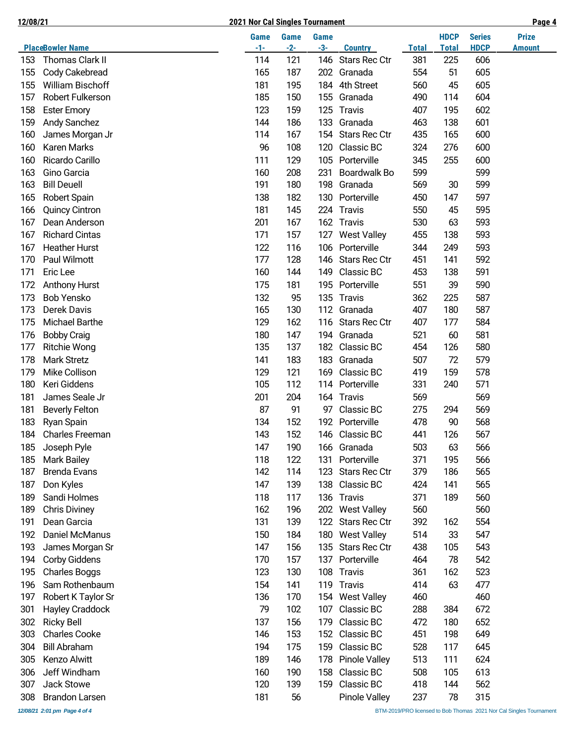## 2021 Nor Cal Singles Tournament

| Place | Bowler Name | Game -1- | Game -2- | Game -3- | Country | Total | HDCP Total | Series HDCP | Prize Amount |
|---|---|---|---|---|---|---|---|---|---|
| 153 | Thomas Clark II | 114 | 121 | 146 | Stars Rec Ctr | 381 | 225 | 606 | |
| 155 | Cody Cakebread | 165 | 187 | 202 | Granada | 554 | 51 | 605 | |
| 155 | William Bischoff | 181 | 195 | 184 | 4th Street | 560 | 45 | 605 | |
| 157 | Robert Fulkerson | 185 | 150 | 155 | Granada | 490 | 114 | 604 | |
| 158 | Ester Emory | 123 | 159 | 125 | Travis | 407 | 195 | 602 | |
| 159 | Andy Sanchez | 144 | 186 | 133 | Granada | 463 | 138 | 601 | |
| 160 | James Morgan Jr | 114 | 167 | 154 | Stars Rec Ctr | 435 | 165 | 600 | |
| 160 | Karen Marks | 96 | 108 | 120 | Classic BC | 324 | 276 | 600 | |
| 160 | Ricardo Carillo | 111 | 129 | 105 | Porterville | 345 | 255 | 600 | |
| 163 | Gino Garcia | 160 | 208 | 231 | Boardwalk Bo | 599 | | 599 | |
| 163 | Bill Deuell | 191 | 180 | 198 | Granada | 569 | 30 | 599 | |
| 165 | Robert Spain | 138 | 182 | 130 | Porterville | 450 | 147 | 597 | |
| 166 | Quincy Cintron | 181 | 145 | 224 | Travis | 550 | 45 | 595 | |
| 167 | Dean Anderson | 201 | 167 | 162 | Travis | 530 | 63 | 593 | |
| 167 | Richard Cintas | 171 | 157 | 127 | West Valley | 455 | 138 | 593 | |
| 167 | Heather Hurst | 122 | 116 | 106 | Porterville | 344 | 249 | 593 | |
| 170 | Paul Wilmott | 177 | 128 | 146 | Stars Rec Ctr | 451 | 141 | 592 | |
| 171 | Eric Lee | 160 | 144 | 149 | Classic BC | 453 | 138 | 591 | |
| 172 | Anthony Hurst | 175 | 181 | 195 | Porterville | 551 | 39 | 590 | |
| 173 | Bob Yensko | 132 | 95 | 135 | Travis | 362 | 225 | 587 | |
| 173 | Derek Davis | 165 | 130 | 112 | Granada | 407 | 180 | 587 | |
| 175 | Michael Barthe | 129 | 162 | 116 | Stars Rec Ctr | 407 | 177 | 584 | |
| 176 | Bobby Craig | 180 | 147 | 194 | Granada | 521 | 60 | 581 | |
| 177 | Ritchie Wong | 135 | 137 | 182 | Classic BC | 454 | 126 | 580 | |
| 178 | Mark Stretz | 141 | 183 | 183 | Granada | 507 | 72 | 579 | |
| 179 | Mike Collison | 129 | 121 | 169 | Classic BC | 419 | 159 | 578 | |
| 180 | Keri Giddens | 105 | 112 | 114 | Porterville | 331 | 240 | 571 | |
| 181 | James Seale Jr | 201 | 204 | 164 | Travis | 569 | | 569 | |
| 181 | Beverly Felton | 87 | 91 | 97 | Classic BC | 275 | 294 | 569 | |
| 183 | Ryan Spain | 134 | 152 | 192 | Porterville | 478 | 90 | 568 | |
| 184 | Charles Freeman | 143 | 152 | 146 | Classic BC | 441 | 126 | 567 | |
| 185 | Joseph Pyle | 147 | 190 | 166 | Granada | 503 | 63 | 566 | |
| 185 | Mark Bailey | 118 | 122 | 131 | Porterville | 371 | 195 | 566 | |
| 187 | Brenda Evans | 142 | 114 | 123 | Stars Rec Ctr | 379 | 186 | 565 | |
| 187 | Don Kyles | 147 | 139 | 138 | Classic BC | 424 | 141 | 565 | |
| 189 | Sandi Holmes | 118 | 117 | 136 | Travis | 371 | 189 | 560 | |
| 189 | Chris Diviney | 162 | 196 | 202 | West Valley | 560 | | 560 | |
| 191 | Dean Garcia | 131 | 139 | 122 | Stars Rec Ctr | 392 | 162 | 554 | |
| 192 | Daniel McManus | 150 | 184 | 180 | West Valley | 514 | 33 | 547 | |
| 193 | James Morgan Sr | 147 | 156 | 135 | Stars Rec Ctr | 438 | 105 | 543 | |
| 194 | Corby Giddens | 170 | 157 | 137 | Porterville | 464 | 78 | 542 | |
| 195 | Charles Boggs | 123 | 130 | 108 | Travis | 361 | 162 | 523 | |
| 196 | Sam Rothenbaum | 154 | 141 | 119 | Travis | 414 | 63 | 477 | |
| 197 | Robert K Taylor Sr | 136 | 170 | 154 | West Valley | 460 | | 460 | |
| 301 | Hayley Craddock | 79 | 102 | 107 | Classic BC | 288 | 384 | 672 | |
| 302 | Ricky Bell | 137 | 156 | 179 | Classic BC | 472 | 180 | 652 | |
| 303 | Charles Cooke | 146 | 153 | 152 | Classic BC | 451 | 198 | 649 | |
| 304 | Bill Abraham | 194 | 175 | 159 | Classic BC | 528 | 117 | 645 | |
| 305 | Kenzo Alwitt | 189 | 146 | 178 | Pinole Valley | 513 | 111 | 624 | |
| 306 | Jeff Windham | 160 | 190 | 158 | Classic BC | 508 | 105 | 613 | |
| 307 | Jack Stowe | 120 | 139 | 159 | Classic BC | 418 | 144 | 562 | |
| 308 | Brandon Larsen | 181 | 56 | | Pinole Valley | 237 | 78 | 315 | |

BTM-2019/PRO licensed to Bob Thomas 2021 Nor Cal Singles Tournament